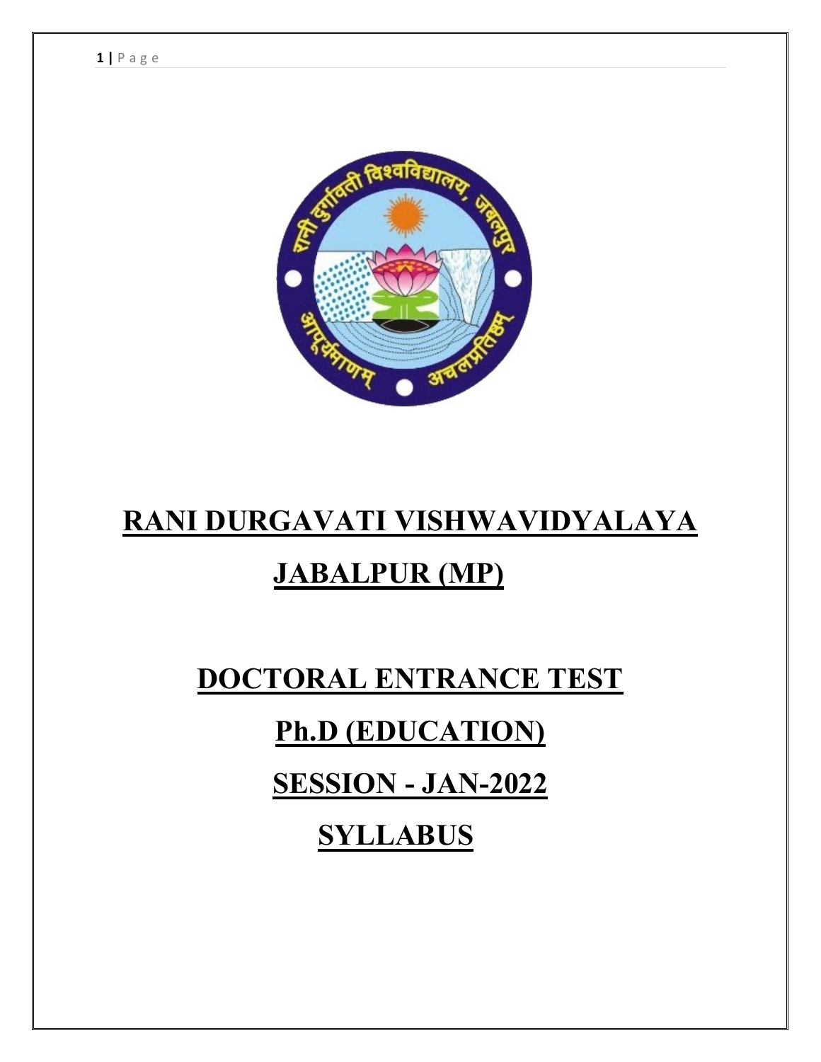# RANI DURGAVATI VISHWAVIDYALAYA

# JABALPUR (MP)

# DOCTORAL ENTRANCE TEST

# Ph.D (EDUCATION)

# SESSION - JAN-2022

# SYLLABUS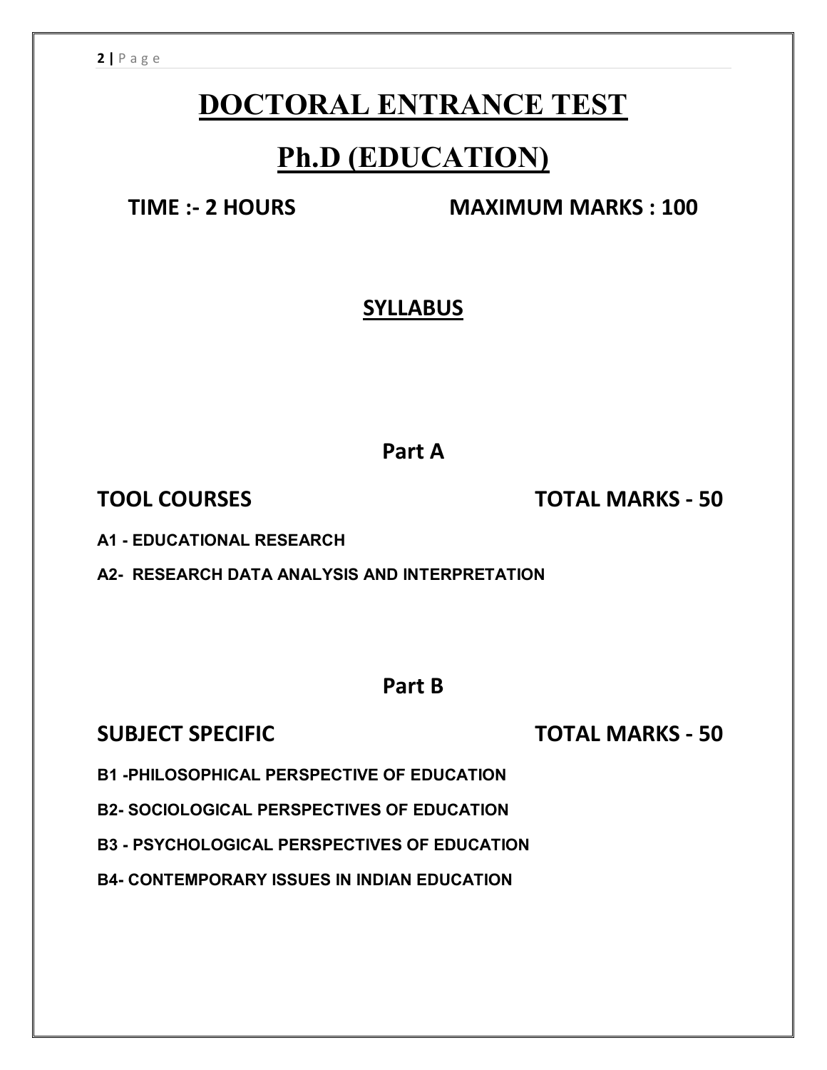# DOCTORAL ENTRANCE TEST

# Ph.D (EDUCATION)

**TIME :- 2 HOURS** **MAXIMUM MARKS : 100**

## SYLLABUS

## Part A

**TOOL COURSES** **TOTAL MARKS - 50**

**A1 - EDUCATIONAL RESEARCH**

**A2- RESEARCH DATA ANALYSIS AND INTERPRETATION**

## Part B

**SUBJECT SPECIFIC** **TOTAL MARKS - 50**

**B1 -PHILOSOPHICAL PERSPECTIVE OF EDUCATION**

**B2- SOCIOLOGICAL PERSPECTIVES OF EDUCATION**

**B3 - PSYCHOLOGICAL PERSPECTIVES OF EDUCATION**

**B4- CONTEMPORARY ISSUES IN INDIAN EDUCATION**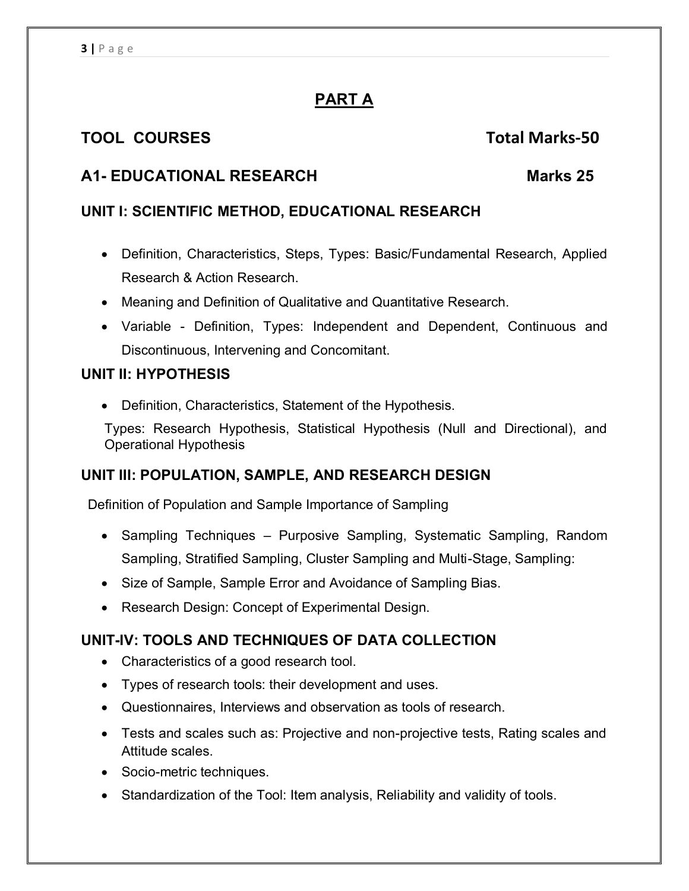# PART A

## TOOL COURSES — Total Marks-50

## A1- EDUCATIONAL RESEARCH — Marks 25

### UNIT I: SCIENTIFIC METHOD, EDUCATIONAL RESEARCH

- Definition, Characteristics, Steps, Types: Basic/Fundamental Research, Applied Research & Action Research.
- Meaning and Definition of Qualitative and Quantitative Research.
- Variable - Definition, Types: Independent and Dependent, Continuous and Discontinuous, Intervening and Concomitant.

### UNIT II: HYPOTHESIS

- Definition, Characteristics, Statement of the Hypothesis.

Types: Research Hypothesis, Statistical Hypothesis (Null and Directional), and Operational Hypothesis

### UNIT III: POPULATION, SAMPLE, AND RESEARCH DESIGN

Definition of Population and Sample Importance of Sampling

- Sampling Techniques – Purposive Sampling, Systematic Sampling, Random Sampling, Stratified Sampling, Cluster Sampling and Multi-Stage, Sampling:
- Size of Sample, Sample Error and Avoidance of Sampling Bias.
- Research Design: Concept of Experimental Design.

### UNIT-IV: TOOLS AND TECHNIQUES OF DATA COLLECTION

- Characteristics of a good research tool.
- Types of research tools: their development and uses.
- Questionnaires, Interviews and observation as tools of research.
- Tests and scales such as: Projective and non-projective tests, Rating scales and Attitude scales.
- Socio-metric techniques.
- Standardization of the Tool: Item analysis, Reliability and validity of tools.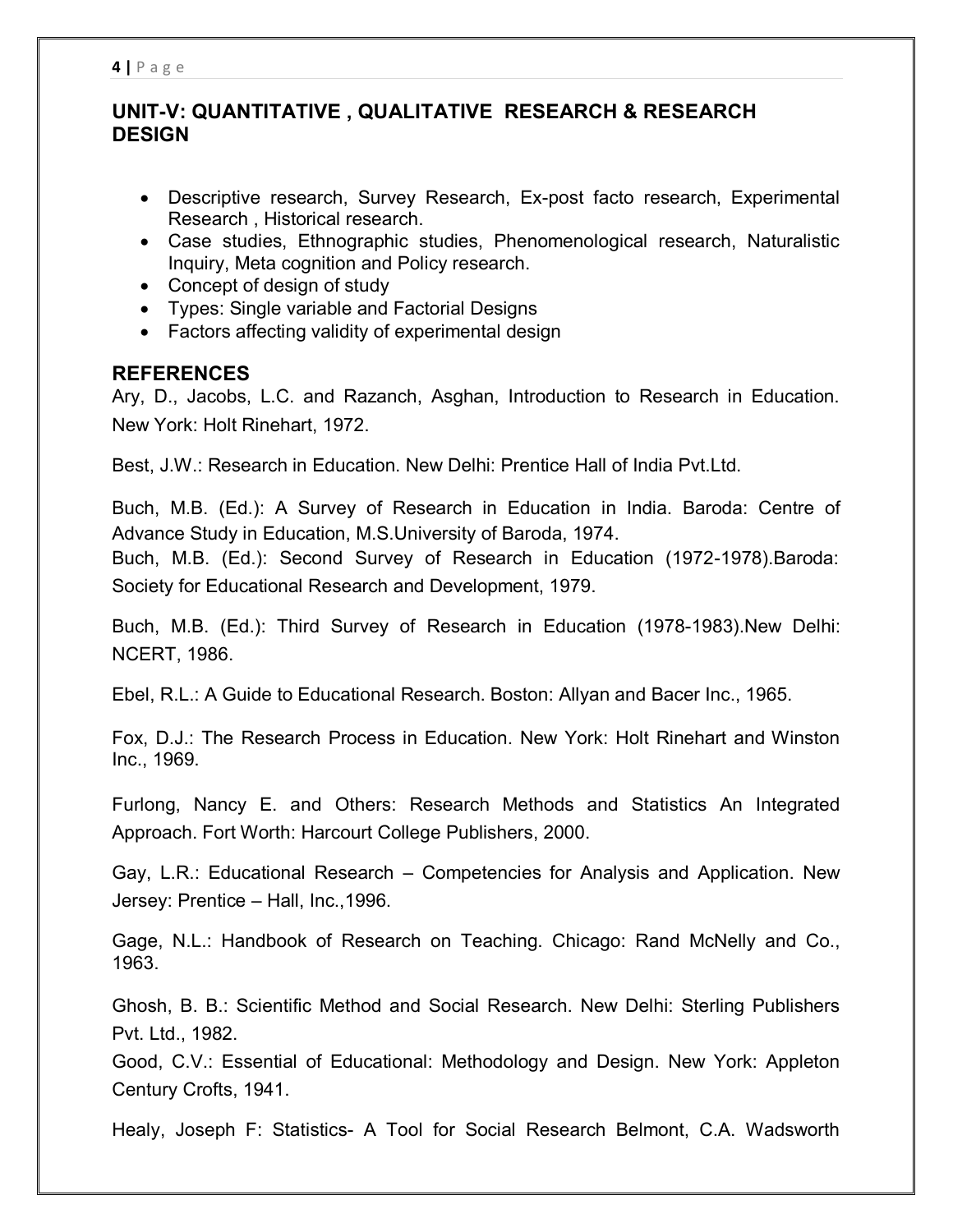## UNIT-V: QUANTITATIVE , QUALITATIVE RESEARCH & RESEARCH DESIGN

- Descriptive research, Survey Research, Ex-post facto research, Experimental Research , Historical research.
- Case studies, Ethnographic studies, Phenomenological research, Naturalistic Inquiry, Meta cognition and Policy research.
- Concept of design of study
- Types: Single variable and Factorial Designs
- Factors affecting validity of experimental design

## REFERENCES

Ary, D., Jacobs, L.C. and Razanch, Asghan, Introduction to Research in Education. New York: Holt Rinehart, 1972.

Best, J.W.: Research in Education. New Delhi: Prentice Hall of India Pvt.Ltd.

Buch, M.B. (Ed.): A Survey of Research in Education in India. Baroda: Centre of Advance Study in Education, M.S.University of Baroda, 1974.

Buch, M.B. (Ed.): Second Survey of Research in Education (1972-1978).Baroda: Society for Educational Research and Development, 1979.

Buch, M.B. (Ed.): Third Survey of Research in Education (1978-1983).New Delhi: NCERT, 1986.

Ebel, R.L.: A Guide to Educational Research. Boston: Allyan and Bacer Inc., 1965.

Fox, D.J.: The Research Process in Education. New York: Holt Rinehart and Winston Inc., 1969.

Furlong, Nancy E. and Others: Research Methods and Statistics An Integrated Approach. Fort Worth: Harcourt College Publishers, 2000.

Gay, L.R.: Educational Research – Competencies for Analysis and Application. New Jersey: Prentice – Hall, Inc.,1996.

Gage, N.L.: Handbook of Research on Teaching. Chicago: Rand McNelly and Co., 1963.

Ghosh, B. B.: Scientific Method and Social Research. New Delhi: Sterling Publishers Pvt. Ltd., 1982.

Good, C.V.: Essential of Educational: Methodology and Design. New York: Appleton Century Crofts, 1941.

Healy, Joseph F: Statistics- A Tool for Social Research Belmont, C.A. Wadsworth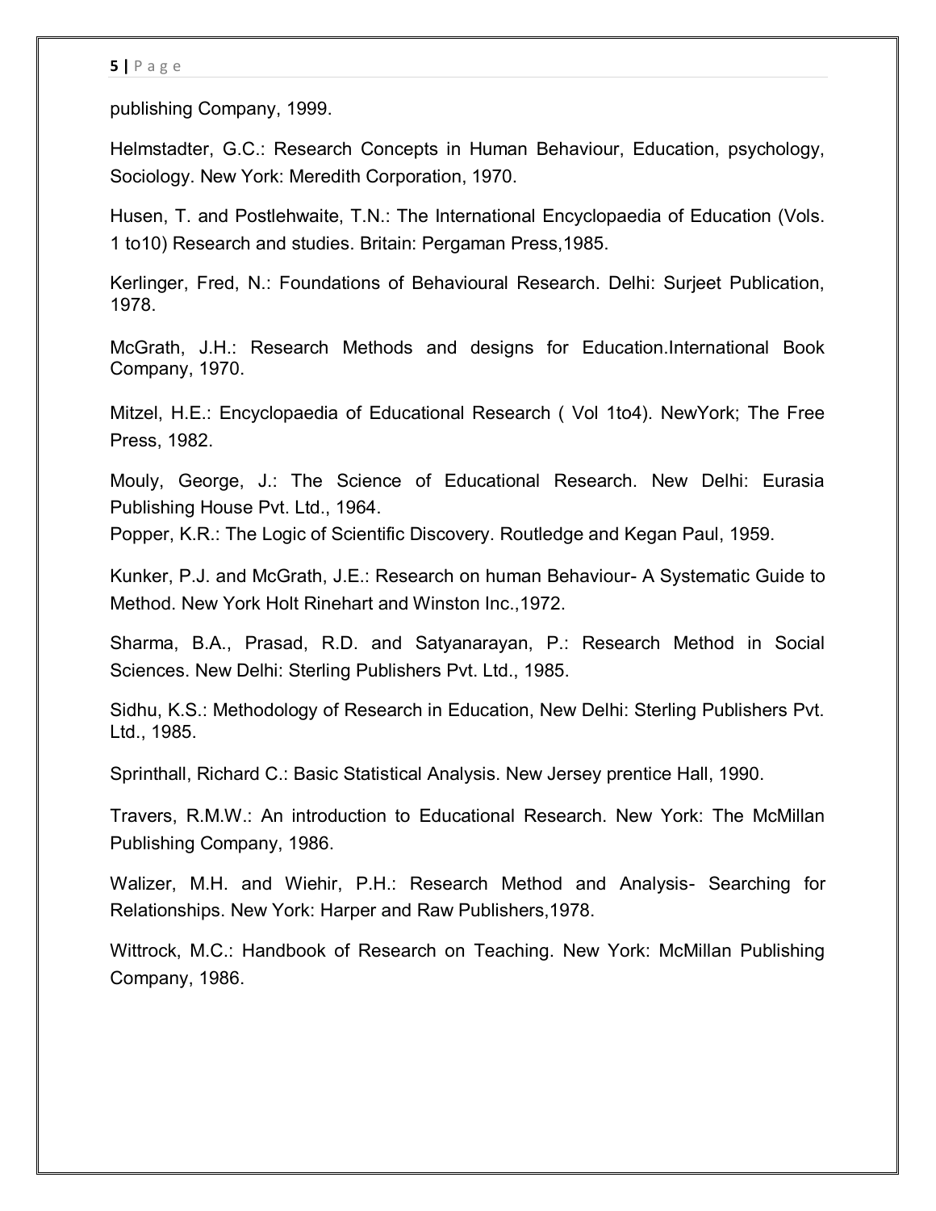publishing Company, 1999.

Helmstadter, G.C.: Research Concepts in Human Behaviour, Education, psychology, Sociology. New York: Meredith Corporation, 1970.

Husen, T. and Postlehwaite, T.N.: The International Encyclopaedia of Education (Vols. 1 to10) Research and studies. Britain: Pergaman Press,1985.

Kerlinger, Fred, N.: Foundations of Behavioural Research. Delhi: Surjeet Publication, 1978.

McGrath, J.H.: Research Methods and designs for Education.International Book Company, 1970.

Mitzel, H.E.: Encyclopaedia of Educational Research ( Vol 1to4). NewYork; The Free Press, 1982.

Mouly, George, J.: The Science of Educational Research. New Delhi: Eurasia Publishing House Pvt. Ltd., 1964.

Popper, K.R.: The Logic of Scientific Discovery. Routledge and Kegan Paul, 1959.

Kunker, P.J. and McGrath, J.E.: Research on human Behaviour- A Systematic Guide to Method. New York Holt Rinehart and Winston Inc.,1972.

Sharma, B.A., Prasad, R.D. and Satyanarayan, P.: Research Method in Social Sciences. New Delhi: Sterling Publishers Pvt. Ltd., 1985.

Sidhu, K.S.: Methodology of Research in Education, New Delhi: Sterling Publishers Pvt. Ltd., 1985.

Sprinthall, Richard C.: Basic Statistical Analysis. New Jersey prentice Hall, 1990.

Travers, R.M.W.: An introduction to Educational Research. New York: The McMillan Publishing Company, 1986.

Walizer, M.H. and Wiehir, P.H.: Research Method and Analysis- Searching for Relationships. New York: Harper and Raw Publishers,1978.

Wittrock, M.C.: Handbook of Research on Teaching. New York: McMillan Publishing Company, 1986.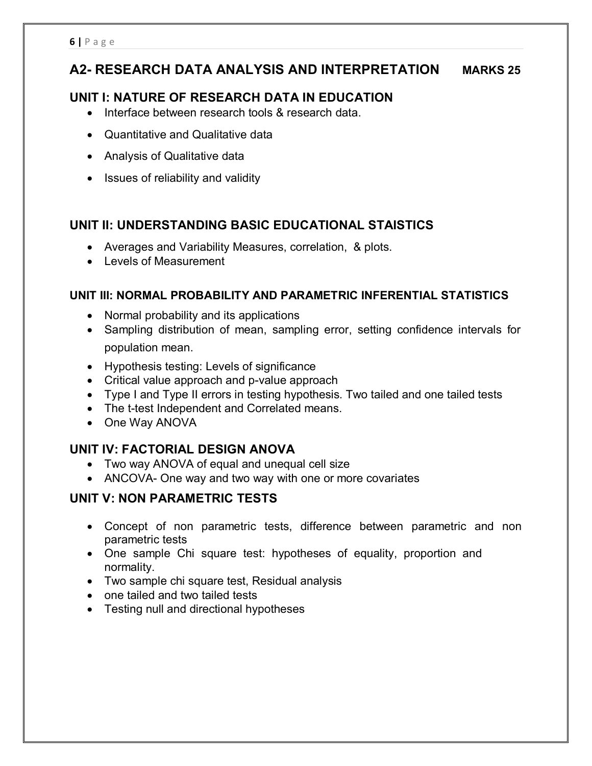## A2- RESEARCH DATA ANALYSIS AND INTERPRETATION **MARKS 25**

### UNIT I: NATURE OF RESEARCH DATA IN EDUCATION

- Interface between research tools & research data.
- Quantitative and Qualitative data
- Analysis of Qualitative data
- Issues of reliability and validity

### UNIT II: UNDERSTANDING BASIC EDUCATIONAL STAISTICS

- Averages and Variability Measures, correlation, & plots.
- Levels of Measurement

### UNIT III: NORMAL PROBABILITY AND PARAMETRIC INFERENTIAL STATISTICS

- Normal probability and its applications
- Sampling distribution of mean, sampling error, setting confidence intervals for population mean.
- Hypothesis testing: Levels of significance
- Critical value approach and p-value approach
- Type I and Type II errors in testing hypothesis. Two tailed and one tailed tests
- The t-test Independent and Correlated means.
- One Way ANOVA

### UNIT IV: FACTORIAL DESIGN ANOVA

- Two way ANOVA of equal and unequal cell size
- ANCOVA- One way and two way with one or more covariates

### UNIT V: NON PARAMETRIC TESTS

- Concept of non parametric tests, difference between parametric and non parametric tests
- One sample Chi square test: hypotheses of equality, proportion and normality.
- Two sample chi square test, Residual analysis
- one tailed and two tailed tests
- Testing null and directional hypotheses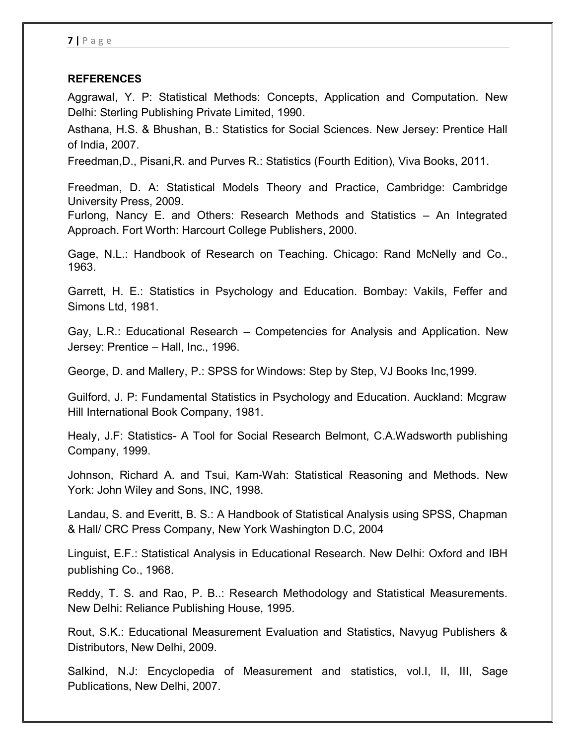## REFERENCES

Aggrawal, Y. P: Statistical Methods: Concepts, Application and Computation. New Delhi: Sterling Publishing Private Limited, 1990.

Asthana, H.S. & Bhushan, B.: Statistics for Social Sciences. New Jersey: Prentice Hall of India, 2007.

Freedman,D., Pisani,R. and Purves R.: Statistics (Fourth Edition), Viva Books, 2011.

Freedman, D. A: Statistical Models Theory and Practice, Cambridge: Cambridge University Press, 2009.

Furlong, Nancy E. and Others: Research Methods and Statistics – An Integrated Approach. Fort Worth: Harcourt College Publishers, 2000.

Gage, N.L.: Handbook of Research on Teaching. Chicago: Rand McNelly and Co., 1963.

Garrett, H. E.: Statistics in Psychology and Education. Bombay: Vakils, Feffer and Simons Ltd, 1981.

Gay, L.R.: Educational Research – Competencies for Analysis and Application. New Jersey: Prentice – Hall, Inc., 1996.

George, D. and Mallery, P.: SPSS for Windows: Step by Step, VJ Books Inc,1999.

Guilford, J. P: Fundamental Statistics in Psychology and Education. Auckland: Mcgraw Hill International Book Company, 1981.

Healy, J.F: Statistics- A Tool for Social Research Belmont, C.A.Wadsworth publishing Company, 1999.

Johnson, Richard A. and Tsui, Kam-Wah: Statistical Reasoning and Methods. New York: John Wiley and Sons, INC, 1998.

Landau, S. and Everitt, B. S.: A Handbook of Statistical Analysis using SPSS, Chapman & Hall/ CRC Press Company, New York Washington D.C, 2004

Linguist, E.F.: Statistical Analysis in Educational Research. New Delhi: Oxford and IBH publishing Co., 1968.

Reddy, T. S. and Rao, P. B..: Research Methodology and Statistical Measurements. New Delhi: Reliance Publishing House, 1995.

Rout, S.K.: Educational Measurement Evaluation and Statistics, Navyug Publishers & Distributors, New Delhi, 2009.

Salkind, N.J: Encyclopedia of Measurement and statistics, vol.I, II, III, Sage Publications, New Delhi, 2007.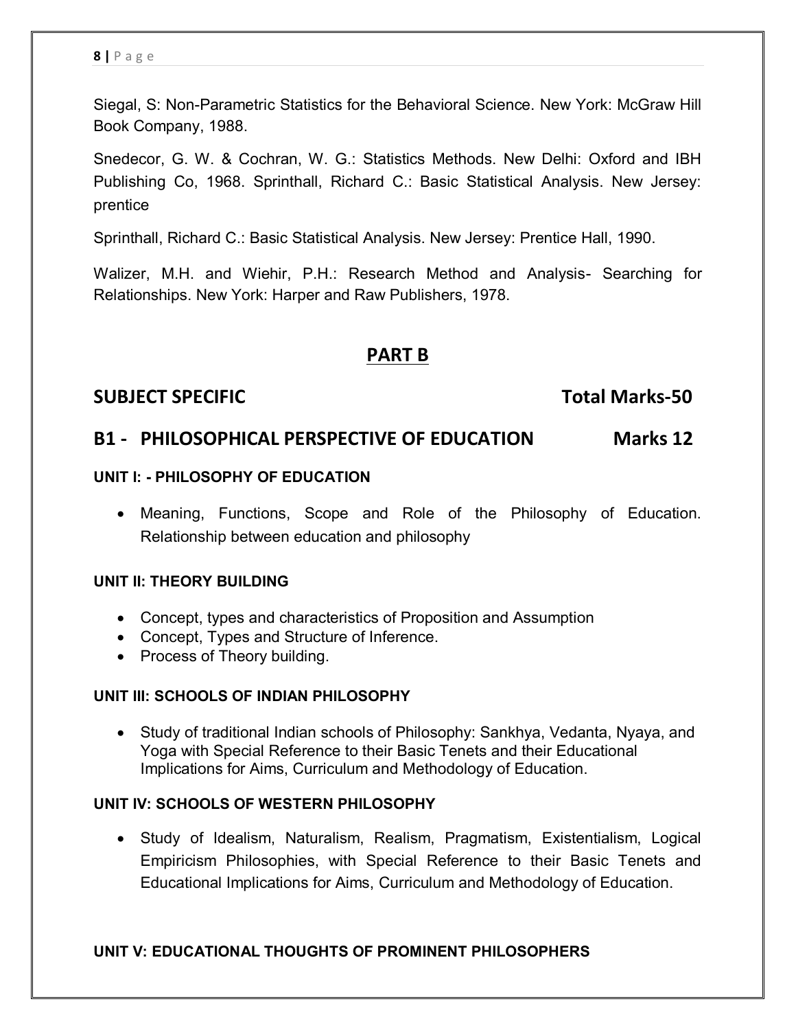Siegal, S: Non-Parametric Statistics for the Behavioral Science. New York: McGraw Hill Book Company, 1988.

Snedecor, G. W. & Cochran, W. G.: Statistics Methods. New Delhi: Oxford and IBH Publishing Co, 1968. Sprinthall, Richard C.: Basic Statistical Analysis. New Jersey: prentice

Sprinthall, Richard C.: Basic Statistical Analysis. New Jersey: Prentice Hall, 1990.

Walizer, M.H. and Wiehir, P.H.: Research Method and Analysis- Searching for Relationships. New York: Harper and Raw Publishers, 1978.

## PART B

## SUBJECT SPECIFIC Total Marks-50

## B1 - PHILOSOPHICAL PERSPECTIVE OF EDUCATION Marks 12

#### UNIT I: - PHILOSOPHY OF EDUCATION

- Meaning, Functions, Scope and Role of the Philosophy of Education. Relationship between education and philosophy

#### UNIT II: THEORY BUILDING

- Concept, types and characteristics of Proposition and Assumption
- Concept, Types and Structure of Inference.
- Process of Theory building.

#### UNIT III: SCHOOLS OF INDIAN PHILOSOPHY

- Study of traditional Indian schools of Philosophy: Sankhya, Vedanta, Nyaya, and Yoga with Special Reference to their Basic Tenets and their Educational Implications for Aims, Curriculum and Methodology of Education.

#### UNIT IV: SCHOOLS OF WESTERN PHILOSOPHY

- Study of Idealism, Naturalism, Realism, Pragmatism, Existentialism, Logical Empiricism Philosophies, with Special Reference to their Basic Tenets and Educational Implications for Aims, Curriculum and Methodology of Education.

#### UNIT V: EDUCATIONAL THOUGHTS OF PROMINENT PHILOSOPHERS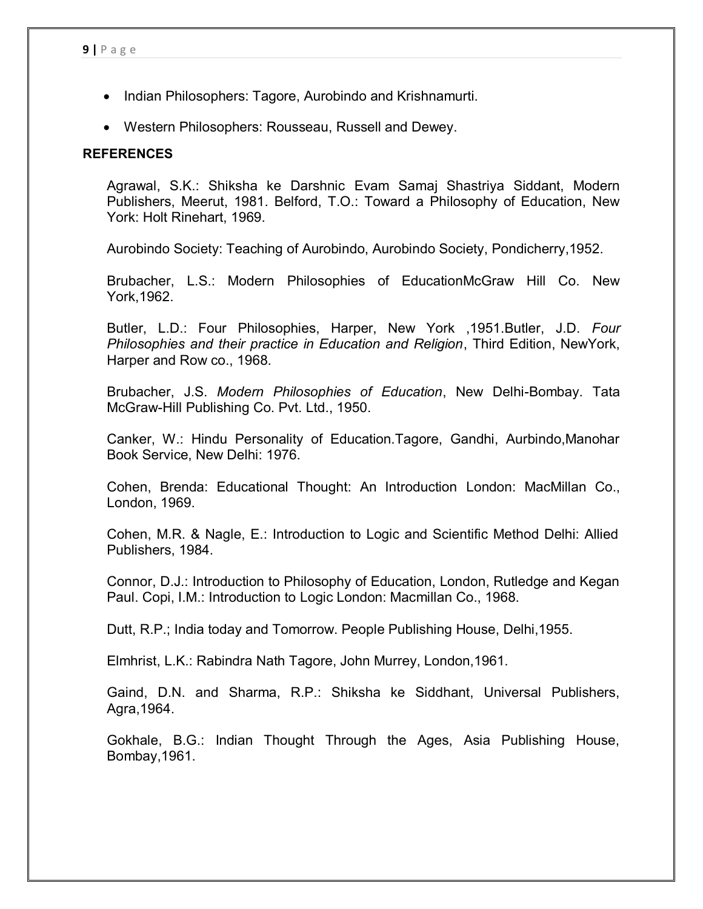- Indian Philosophers: Tagore, Aurobindo and Krishnamurti.
- Western Philosophers: Rousseau, Russell and Dewey.

**REFERENCES**

Agrawal, S.K.: Shiksha ke Darshnic Evam Samaj Shastriya Siddant, Modern Publishers, Meerut, 1981. Belford, T.O.: Toward a Philosophy of Education, New York: Holt Rinehart, 1969.

Aurobindo Society: Teaching of Aurobindo, Aurobindo Society, Pondicherry,1952.

Brubacher, L.S.: Modern Philosophies of EducationMcGraw Hill Co. New York,1962.

Butler, L.D.: Four Philosophies, Harper, New York ,1951.Butler, J.D. *Four Philosophies and their practice in Education and Religion*, Third Edition, NewYork, Harper and Row co., 1968.

Brubacher, J.S. *Modern Philosophies of Education*, New Delhi-Bombay. Tata McGraw-Hill Publishing Co. Pvt. Ltd., 1950.

Canker, W.: Hindu Personality of Education.Tagore, Gandhi, Aurbindo,Manohar Book Service, New Delhi: 1976.

Cohen, Brenda: Educational Thought: An Introduction London: MacMillan Co., London, 1969.

Cohen, M.R. & Nagle, E.: Introduction to Logic and Scientific Method Delhi: Allied Publishers, 1984.

Connor, D.J.: Introduction to Philosophy of Education, London, Rutledge and Kegan Paul. Copi, I.M.: Introduction to Logic London: Macmillan Co., 1968.

Dutt, R.P.; India today and Tomorrow. People Publishing House, Delhi,1955.

Elmhrist, L.K.: Rabindra Nath Tagore, John Murrey, London,1961.

Gaind, D.N. and Sharma, R.P.: Shiksha ke Siddhant, Universal Publishers, Agra,1964.

Gokhale, B.G.: Indian Thought Through the Ages, Asia Publishing House, Bombay,1961.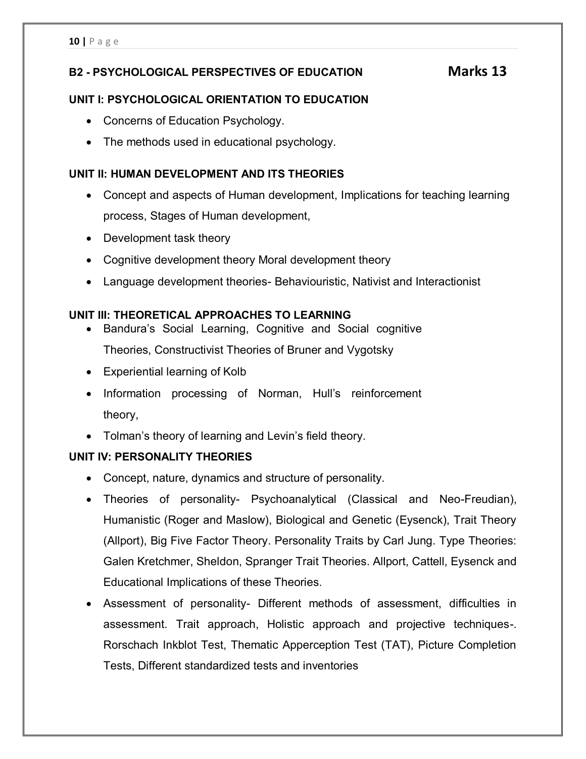## B2 - PSYCHOLOGICAL PERSPECTIVES OF EDUCATION **Marks 13**

### UNIT I: PSYCHOLOGICAL ORIENTATION TO EDUCATION

- Concerns of Education Psychology.
- The methods used in educational psychology.

### UNIT II: HUMAN DEVELOPMENT AND ITS THEORIES

- Concept and aspects of Human development, Implications for teaching learning process, Stages of Human development,
- Development task theory
- Cognitive development theory Moral development theory
- Language development theories- Behaviouristic, Nativist and Interactionist

### UNIT III: THEORETICAL APPROACHES TO LEARNING

- Bandura's Social Learning, Cognitive and Social cognitive Theories, Constructivist Theories of Bruner and Vygotsky
- Experiential learning of Kolb
- Information processing of Norman, Hull's reinforcement theory,
- Tolman's theory of learning and Levin's field theory.

### UNIT IV: PERSONALITY THEORIES

- Concept, nature, dynamics and structure of personality.
- Theories of personality- Psychoanalytical (Classical and Neo-Freudian), Humanistic (Roger and Maslow), Biological and Genetic (Eysenck), Trait Theory (Allport), Big Five Factor Theory. Personality Traits by Carl Jung. Type Theories: Galen Kretchmer, Sheldon, Spranger Trait Theories. Allport, Cattell, Eysenck and Educational Implications of these Theories.
- Assessment of personality- Different methods of assessment, difficulties in assessment. Trait approach, Holistic approach and projective techniques-. Rorschach Inkblot Test, Thematic Apperception Test (TAT), Picture Completion Tests, Different standardized tests and inventories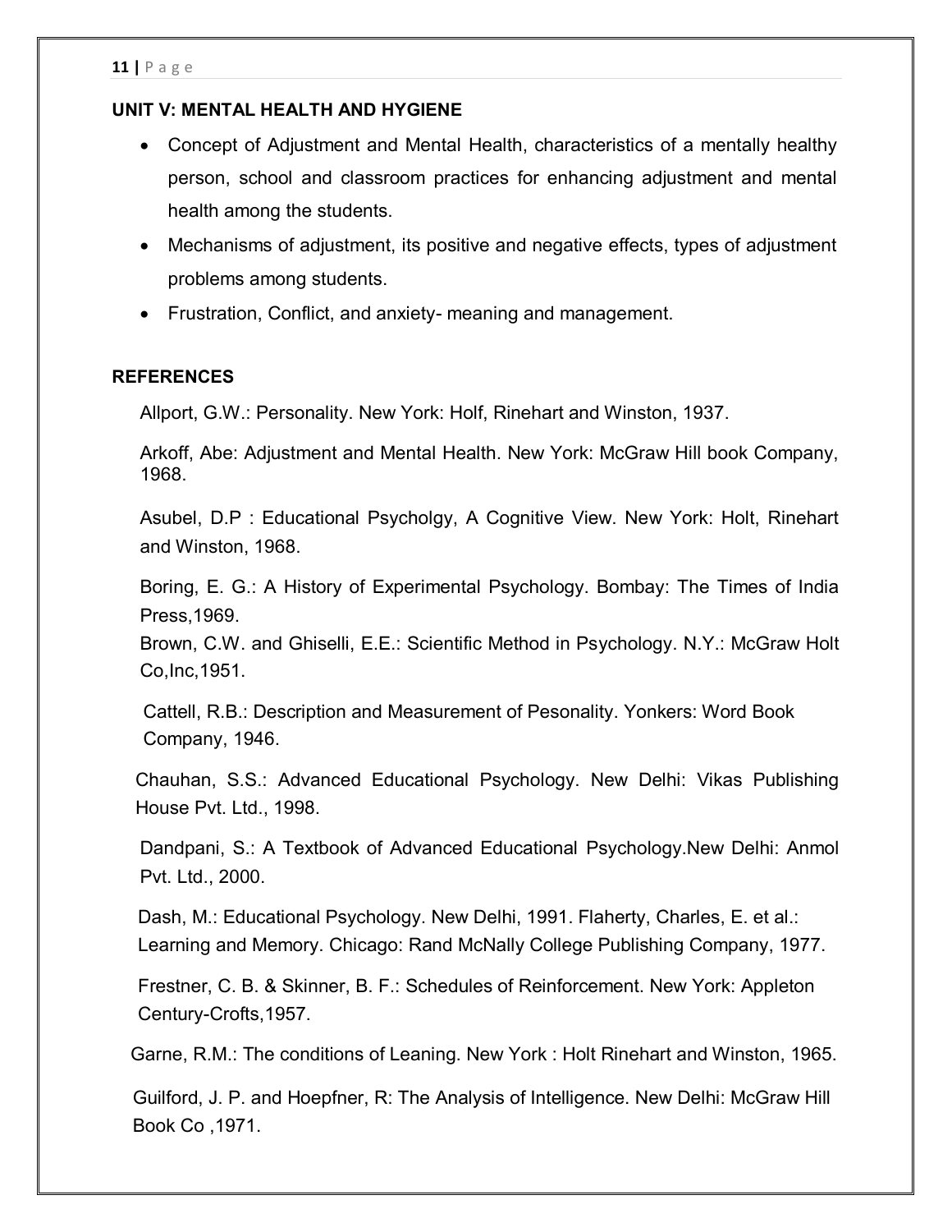## UNIT V: MENTAL HEALTH AND HYGIENE

- Concept of Adjustment and Mental Health, characteristics of a mentally healthy person, school and classroom practices for enhancing adjustment and mental health among the students.
- Mechanisms of adjustment, its positive and negative effects, types of adjustment problems among students.
- Frustration, Conflict, and anxiety- meaning and management.

## REFERENCES

Allport, G.W.: Personality. New York: Holf, Rinehart and Winston, 1937.

Arkoff, Abe: Adjustment and Mental Health. New York: McGraw Hill book Company, 1968.

Asubel, D.P : Educational Psycholgy, A Cognitive View. New York: Holt, Rinehart and Winston, 1968.

Boring, E. G.: A History of Experimental Psychology. Bombay: The Times of India Press,1969.

Brown, C.W. and Ghiselli, E.E.: Scientific Method in Psychology. N.Y.: McGraw Holt Co,Inc,1951.

Cattell, R.B.: Description and Measurement of Pesonality. Yonkers: Word Book Company, 1946.

Chauhan, S.S.: Advanced Educational Psychology. New Delhi: Vikas Publishing House Pvt. Ltd., 1998.

Dandpani, S.: A Textbook of Advanced Educational Psychology.New Delhi: Anmol Pvt. Ltd., 2000.

Dash, M.: Educational Psychology. New Delhi, 1991. Flaherty, Charles, E. et al.: Learning and Memory. Chicago: Rand McNally College Publishing Company, 1977.

Frestner, C. B. & Skinner, B. F.: Schedules of Reinforcement. New York: Appleton Century-Crofts,1957.

Garne, R.M.: The conditions of Leaning. New York : Holt Rinehart and Winston, 1965.

Guilford, J. P. and Hoepfner, R: The Analysis of Intelligence. New Delhi: McGraw Hill Book Co ,1971.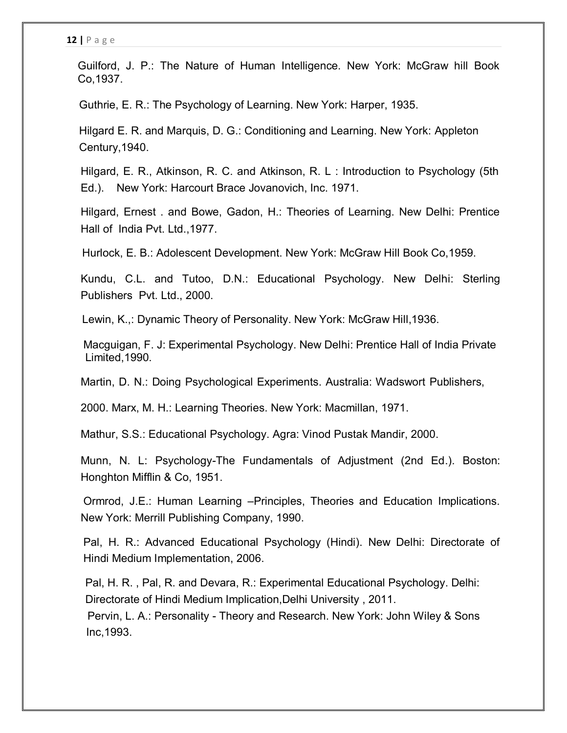Guilford, J. P.: The Nature of Human Intelligence. New York: McGraw hill Book Co,1937.

Guthrie, E. R.: The Psychology of Learning. New York: Harper, 1935.

Hilgard E. R. and Marquis, D. G.: Conditioning and Learning. New York: Appleton Century,1940.

Hilgard, E. R., Atkinson, R. C. and Atkinson, R. L : Introduction to Psychology (5th Ed.). New York: Harcourt Brace Jovanovich, Inc. 1971.

Hilgard, Ernest . and Bowe, Gadon, H.: Theories of Learning. New Delhi: Prentice Hall of India Pvt. Ltd.,1977.

Hurlock, E. B.: Adolescent Development. New York: McGraw Hill Book Co,1959.

Kundu, C.L. and Tutoo, D.N.: Educational Psychology. New Delhi: Sterling Publishers Pvt. Ltd., 2000.

Lewin, K.,: Dynamic Theory of Personality. New York: McGraw Hill,1936.

Macguigan, F. J: Experimental Psychology. New Delhi: Prentice Hall of India Private Limited,1990.

Martin, D. N.: Doing Psychological Experiments. Australia: Wadswort Publishers,

2000. Marx, M. H.: Learning Theories. New York: Macmillan, 1971.

Mathur, S.S.: Educational Psychology. Agra: Vinod Pustak Mandir, 2000.

Munn, N. L: Psychology-The Fundamentals of Adjustment (2nd Ed.). Boston: Honghton Mifflin & Co, 1951.

Ormrod, J.E.: Human Learning –Principles, Theories and Education Implications. New York: Merrill Publishing Company, 1990.

Pal, H. R.: Advanced Educational Psychology (Hindi). New Delhi: Directorate of Hindi Medium Implementation, 2006.

Pal, H. R. , Pal, R. and Devara, R.: Experimental Educational Psychology. Delhi: Directorate of Hindi Medium Implication,Delhi University , 2011.

Pervin, L. A.: Personality - Theory and Research. New York: John Wiley & Sons Inc,1993.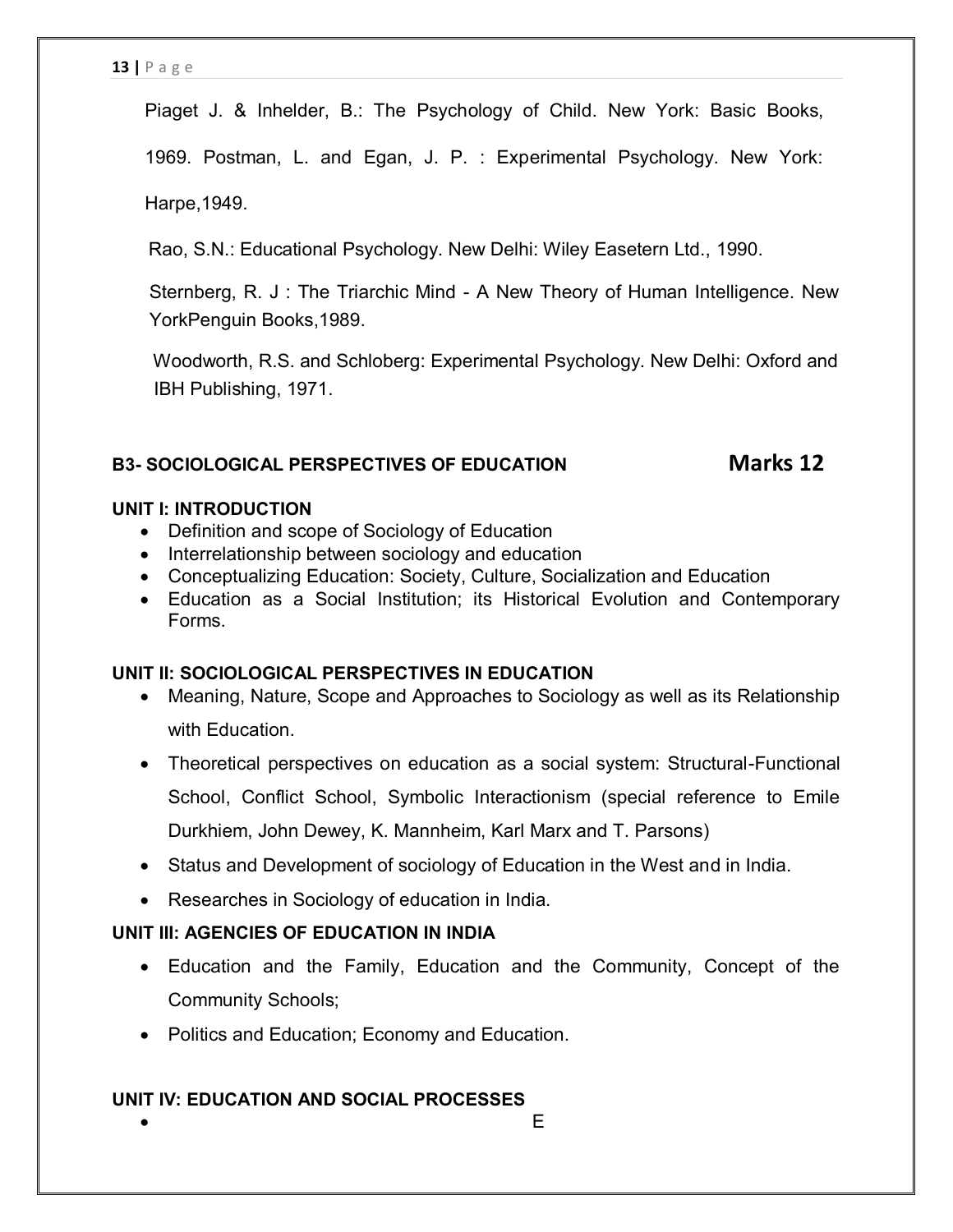Piaget J. & Inhelder, B.: The Psychology of Child. New York: Basic Books, 1969. Postman, L. and Egan, J. P. : Experimental Psychology. New York: Harpe,1949.

Rao, S.N.: Educational Psychology. New Delhi: Wiley Easetern Ltd., 1990.

Sternberg, R. J : The Triarchic Mind - A New Theory of Human Intelligence. New YorkPenguin Books,1989.

Woodworth, R.S. and Schloberg: Experimental Psychology. New Delhi: Oxford and IBH Publishing, 1971.

## B3- SOCIOLOGICAL PERSPECTIVES OF EDUCATION **Marks 12**

**UNIT I: INTRODUCTION**

- Definition and scope of Sociology of Education
- Interrelationship between sociology and education
- Conceptualizing Education: Society, Culture, Socialization and Education
- Education as a Social Institution; its Historical Evolution and Contemporary Forms.

**UNIT II: SOCIOLOGICAL PERSPECTIVES IN EDUCATION**

- Meaning, Nature, Scope and Approaches to Sociology as well as its Relationship with Education.
- Theoretical perspectives on education as a social system: Structural-Functional School, Conflict School, Symbolic Interactionism (special reference to Emile Durkhiem, John Dewey, K. Mannheim, Karl Marx and T. Parsons)
- Status and Development of sociology of Education in the West and in India.
- Researches in Sociology of education in India.

**UNIT III: AGENCIES OF EDUCATION IN INDIA**

- Education and the Family, Education and the Community, Concept of the Community Schools;
- Politics and Education; Economy and Education.

**UNIT IV: EDUCATION AND SOCIAL PROCESSES**

- E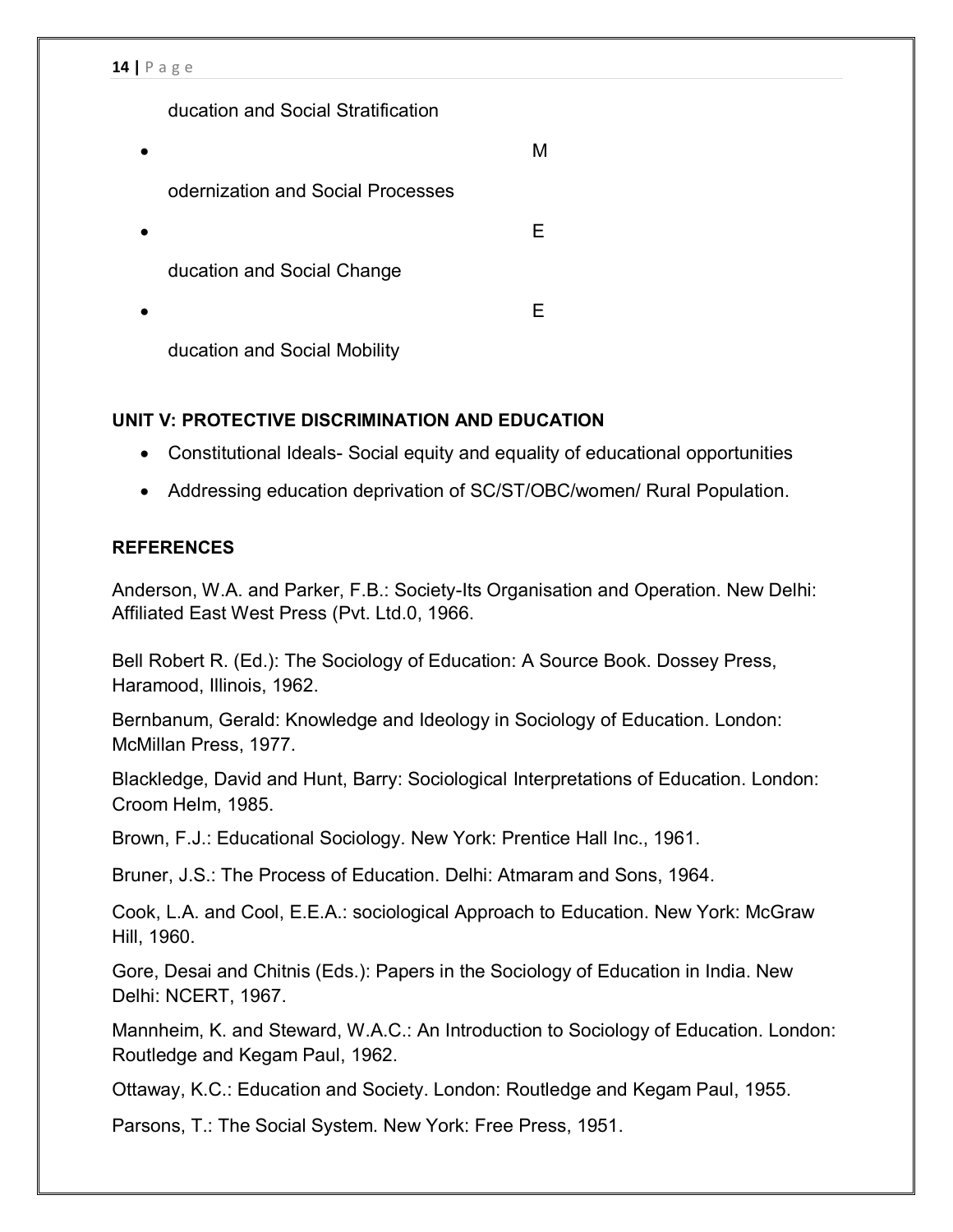ducation and Social Stratification

- M

  odernization and Social Processes

- E

  ducation and Social Change

- E

  ducation and Social Mobility

**UNIT V: PROTECTIVE DISCRIMINATION AND EDUCATION**

- Constitutional Ideals- Social equity and equality of educational opportunities
- Addressing education deprivation of SC/ST/OBC/women/ Rural Population.

**REFERENCES**

Anderson, W.A. and Parker, F.B.: Society-Its Organisation and Operation. New Delhi: Affiliated East West Press (Pvt. Ltd.0, 1966.

Bell Robert R. (Ed.): The Sociology of Education: A Source Book. Dossey Press, Haramood, Illinois, 1962.

Bernbanum, Gerald: Knowledge and Ideology in Sociology of Education. London: McMillan Press, 1977.

Blackledge, David and Hunt, Barry: Sociological Interpretations of Education. London: Croom Helm, 1985.

Brown, F.J.: Educational Sociology. New York: Prentice Hall Inc., 1961.

Bruner, J.S.: The Process of Education. Delhi: Atmaram and Sons, 1964.

Cook, L.A. and Cool, E.E.A.: sociological Approach to Education. New York: McGraw Hill, 1960.

Gore, Desai and Chitnis (Eds.): Papers in the Sociology of Education in India. New Delhi: NCERT, 1967.

Mannheim, K. and Steward, W.A.C.: An Introduction to Sociology of Education. London: Routledge and Kegam Paul, 1962.

Ottaway, K.C.: Education and Society. London: Routledge and Kegam Paul, 1955.

Parsons, T.: The Social System. New York: Free Press, 1951.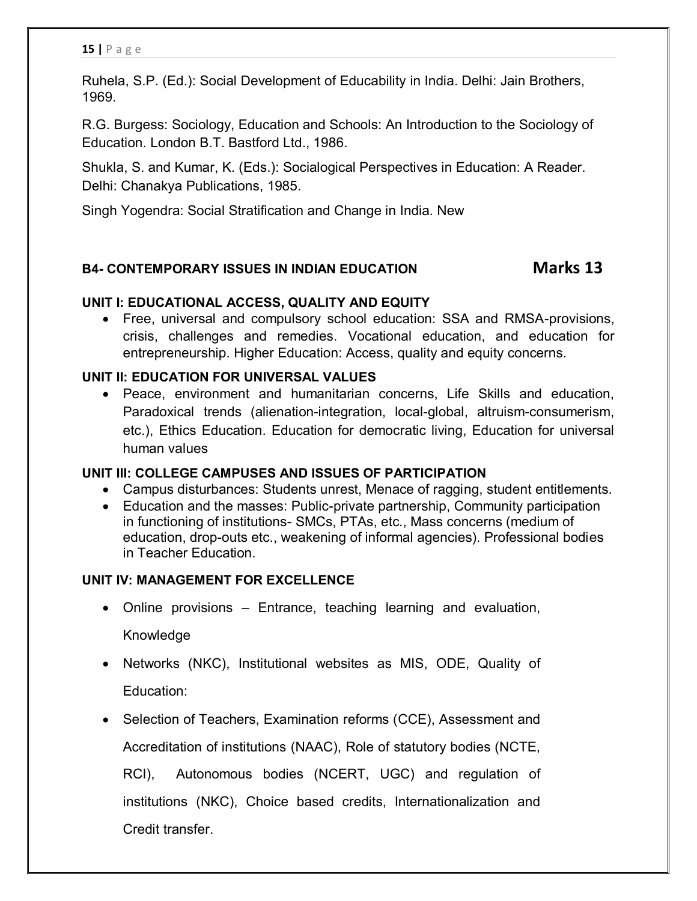Ruhela, S.P. (Ed.): Social Development of Educability in India. Delhi: Jain Brothers, 1969.

R.G. Burgess: Sociology, Education and Schools: An Introduction to the Sociology of Education. London B.T. Bastford Ltd., 1986.

Shukla, S. and Kumar, K. (Eds.): Socialogical Perspectives in Education: A Reader. Delhi: Chanakya Publications, 1985.

Singh Yogendra: Social Stratification and Change in India. New

## B4- CONTEMPORARY ISSUES IN INDIAN EDUCATION **Marks 13**

### UNIT I: EDUCATIONAL ACCESS, QUALITY AND EQUITY

- Free, universal and compulsory school education: SSA and RMSA-provisions, crisis, challenges and remedies. Vocational education, and education for entrepreneurship. Higher Education: Access, quality and equity concerns.

### UNIT II: EDUCATION FOR UNIVERSAL VALUES

- Peace, environment and humanitarian concerns, Life Skills and education, Paradoxical trends (alienation-integration, local-global, altruism-consumerism, etc.), Ethics Education. Education for democratic living, Education for universal human values

### UNIT III: COLLEGE CAMPUSES AND ISSUES OF PARTICIPATION

- Campus disturbances: Students unrest, Menace of ragging, student entitlements.
- Education and the masses: Public-private partnership, Community participation in functioning of institutions- SMCs, PTAs, etc., Mass concerns (medium of education, drop-outs etc., weakening of informal agencies). Professional bodies in Teacher Education.

### UNIT IV: MANAGEMENT FOR EXCELLENCE

- Online provisions – Entrance, teaching learning and evaluation, Knowledge
- Networks (NKC), Institutional websites as MIS, ODE, Quality of Education:
- Selection of Teachers, Examination reforms (CCE), Assessment and Accreditation of institutions (NAAC), Role of statutory bodies (NCTE, RCI), Autonomous bodies (NCERT, UGC) and regulation of institutions (NKC), Choice based credits, Internationalization and Credit transfer.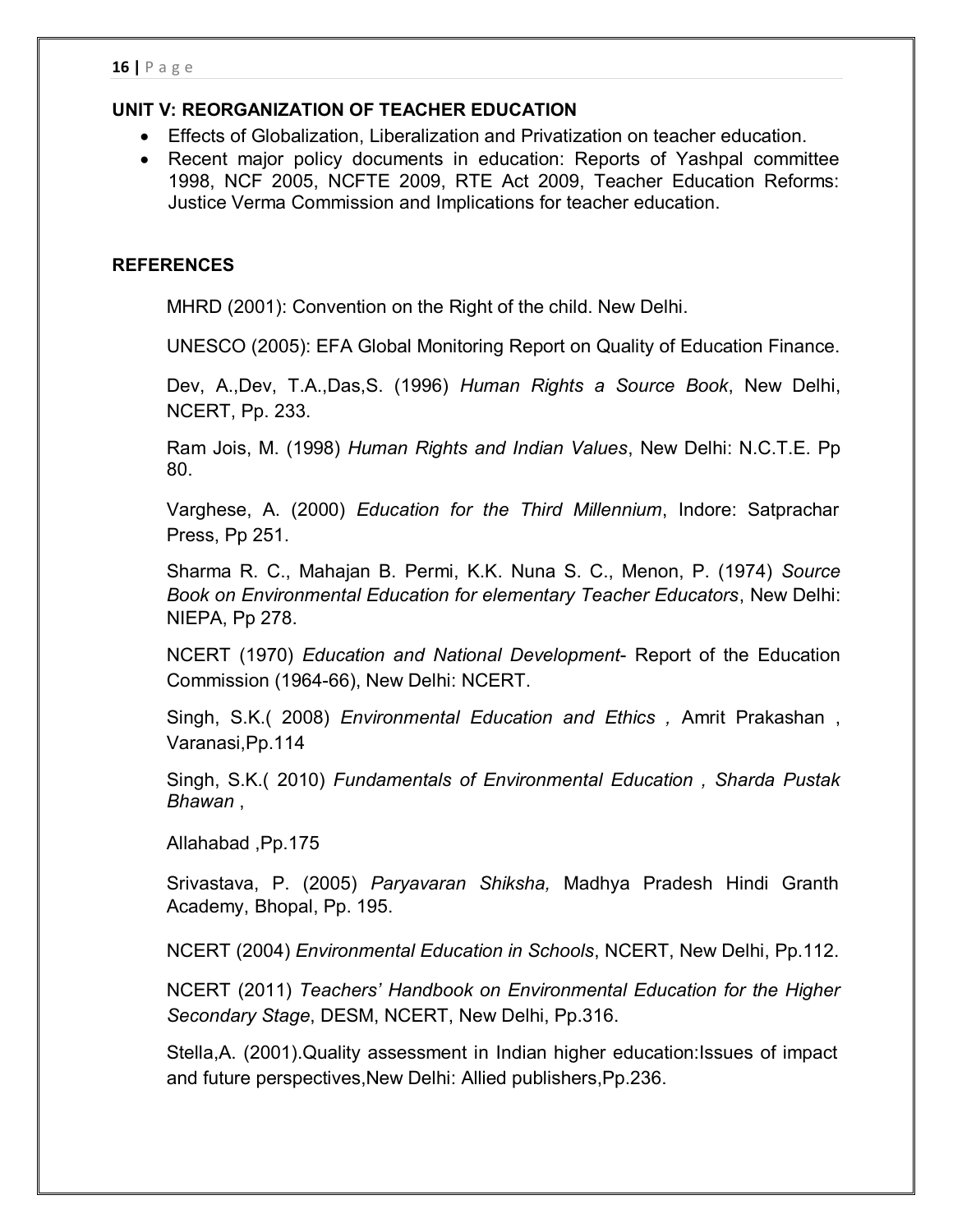**UNIT V: REORGANIZATION OF TEACHER EDUCATION**

- Effects of Globalization, Liberalization and Privatization on teacher education.
- Recent major policy documents in education: Reports of Yashpal committee 1998, NCF 2005, NCFTE 2009, RTE Act 2009, Teacher Education Reforms: Justice Verma Commission and Implications for teacher education.

**REFERENCES**

MHRD (2001): Convention on the Right of the child. New Delhi.

UNESCO (2005): EFA Global Monitoring Report on Quality of Education Finance.

Dev, A.,Dev, T.A.,Das,S. (1996) *Human Rights a Source Book*, New Delhi, NCERT, Pp. 233.

Ram Jois, M. (1998) *Human Rights and Indian Values*, New Delhi: N.C.T.E. Pp 80.

Varghese, A. (2000) *Education for the Third Millennium*, Indore: Satprachar Press, Pp 251.

Sharma R. C., Mahajan B. Permi, K.K. Nuna S. C., Menon, P. (1974) *Source Book on Environmental Education for elementary Teacher Educators*, New Delhi: NIEPA, Pp 278.

NCERT (1970) *Education and National Development*- Report of the Education Commission (1964-66), New Delhi: NCERT.

Singh, S.K.( 2008) *Environmental Education and Ethics ,* Amrit Prakashan , Varanasi,Pp.114

Singh, S.K.( 2010) *Fundamentals of Environmental Education , Sharda Pustak Bhawan* ,

Allahabad ,Pp.175

Srivastava, P. (2005) *Paryavaran Shiksha,* Madhya Pradesh Hindi Granth Academy, Bhopal, Pp. 195.

NCERT (2004) *Environmental Education in Schools*, NCERT, New Delhi, Pp.112.

NCERT (2011) *Teachers' Handbook on Environmental Education for the Higher Secondary Stage*, DESM, NCERT, New Delhi, Pp.316.

Stella,A. (2001).Quality assessment in Indian higher education:Issues of impact and future perspectives,New Delhi: Allied publishers,Pp.236.